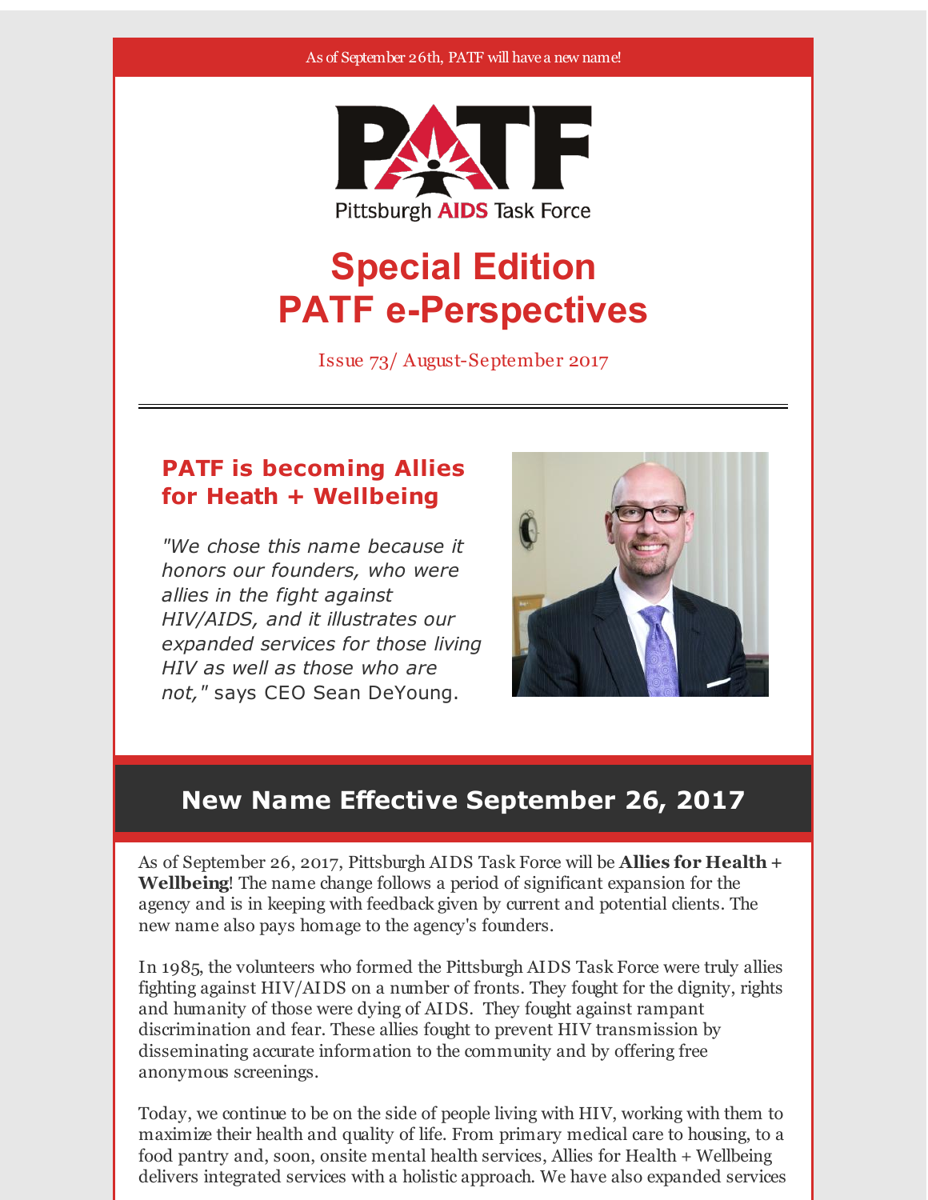As of September 26th, PATF will have a new name!

Pittsburgh AIDS Task Force

# Special Edition PATF e-Perspectives

Issue 73/ August-September 2017

---

## PATF is becoming Allies for Heath + Wellbeing

*"We chose this name because it honors our founders, who were allies in the fight against HIV/AIDS, and it illustrates our expanded services for those living HIV as well as those who are not,"* says CEO Sean DeYoung.

## New Name Effective September 26, 2017

As of September 26, 2017, Pittsburgh AIDS Task Force will be **Allies for Health + Wellbeing**! The name change follows a period of significant expansion for the agency and is in keeping with feedback given by current and potential clients. The new name also pays homage to the agency's founders.

In 1985, the volunteers who formed the Pittsburgh AIDS Task Force were truly allies fighting against HIV/AIDS on a number of fronts. They fought for the dignity, rights and humanity of those were dying of AIDS. They fought against rampant discrimination and fear. These allies fought to prevent HIV transmission by disseminating accurate information to the community and by offering free anonymous screenings.

Today, we continue to be on the side of people living with HIV, working with them to maximize their health and quality of life. From primary medical care to housing, to a food pantry and, soon, onsite mental health services, Allies for Health + Wellbeing delivers integrated services with a holistic approach. We have also expanded services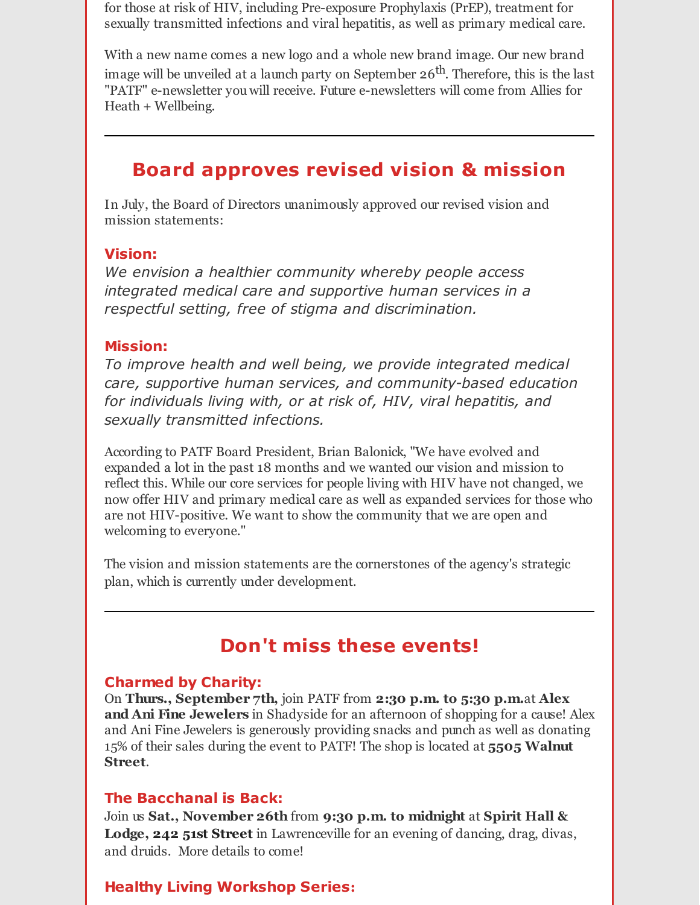for those at risk of HIV, including Pre-exposure Prophylaxis (PrEP), treatment for sexually transmitted infections and viral hepatitis, as well as primary medical care.

With a new name comes a new logo and a whole new brand image. Our new brand image will be unveiled at a launch party on September 26th. Therefore, this is the last "PATF" e-newsletter you will receive. Future e-newsletters will come from Allies for Heath + Wellbeing.

---

## Board approves revised vision & mission

In July, the Board of Directors unanimously approved our revised vision and mission statements:

**Vision:**

*We envision a healthier community whereby people access integrated medical care and supportive human services in a respectful setting, free of stigma and discrimination.*

**Mission:**

*To improve health and well being, we provide integrated medical care, supportive human services, and community-based education for individuals living with, or at risk of, HIV, viral hepatitis, and sexually transmitted infections.*

According to PATF Board President, Brian Balonick, "We have evolved and expanded a lot in the past 18 months and we wanted our vision and mission to reflect this. While our core services for people living with HIV have not changed, we now offer HIV and primary medical care as well as expanded services for those who are not HIV-positive. We want to show the community that we are open and welcoming to everyone."

The vision and mission statements are the cornerstones of the agency's strategic plan, which is currently under development.

---

## Don't miss these events!

**Charmed by Charity:**

On **Thurs., September 7th,** join PATF from **2:30 p.m. to 5:30 p.m.**at **Alex and Ani Fine Jewelers** in Shadyside for an afternoon of shopping for a cause! Alex and Ani Fine Jewelers is generously providing snacks and punch as well as donating 15% of their sales during the event to PATF! The shop is located at **5505 Walnut Street**.

**The Bacchanal is Back:**

Join us **Sat., November 26th** from **9:30 p.m. to midnight** at **Spirit Hall & Lodge, 242 51st Street** in Lawrenceville for an evening of dancing, drag, divas, and druids. More details to come!

**Healthy Living Workshop Series:**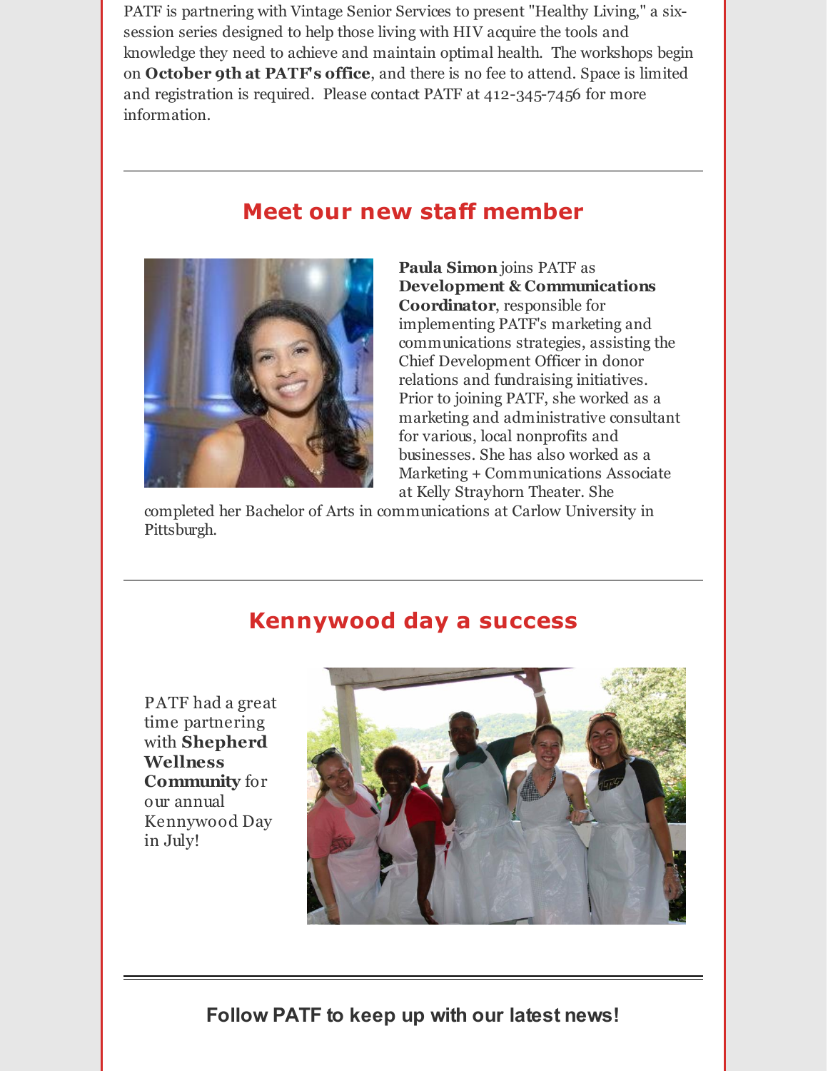PATF is partnering with Vintage Senior Services to present "Healthy Living," a six-session series designed to help those living with HIV acquire the tools and knowledge they need to achieve and maintain optimal health. The workshops begin on **October 9th at PATF's office**, and there is no fee to attend. Space is limited and registration is required. Please contact PATF at 412-345-7456 for more information.

---

## Meet our new staff member

**Paula Simon** joins PATF as **Development & Communications Coordinator**, responsible for implementing PATF's marketing and communications strategies, assisting the Chief Development Officer in donor relations and fundraising initiatives. Prior to joining PATF, she worked as a marketing and administrative consultant for various, local nonprofits and businesses. She has also worked as a Marketing + Communications Associate at Kelly Strayhorn Theater. She completed her Bachelor of Arts in communications at Carlow University in Pittsburgh.

---

## Kennywood day a success

PATF had a great time partnering with **Shepherd Wellness Community** for our annual Kennywood Day in July!

---

**Follow PATF to keep up with our latest news!**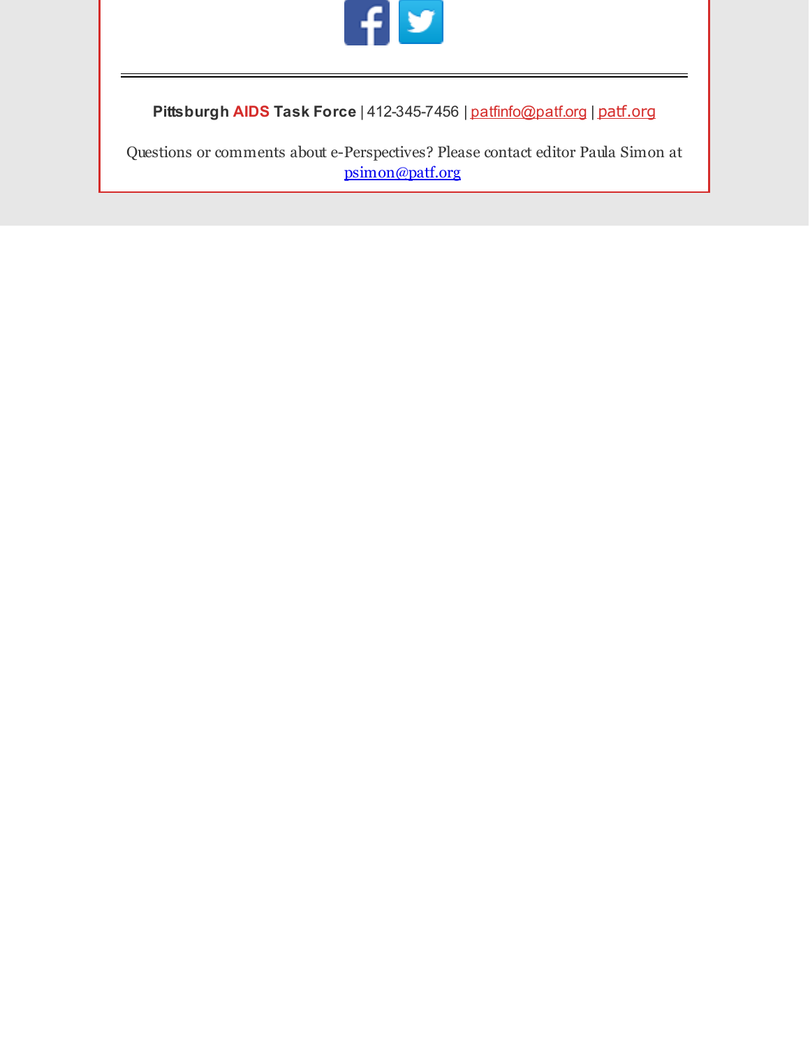---

**Pittsburgh AIDS Task Force** | 412-345-7456 | patfinfo@patf.org | patf.org

Questions or comments about e-Perspectives? Please contact editor Paula Simon at psimon@patf.org